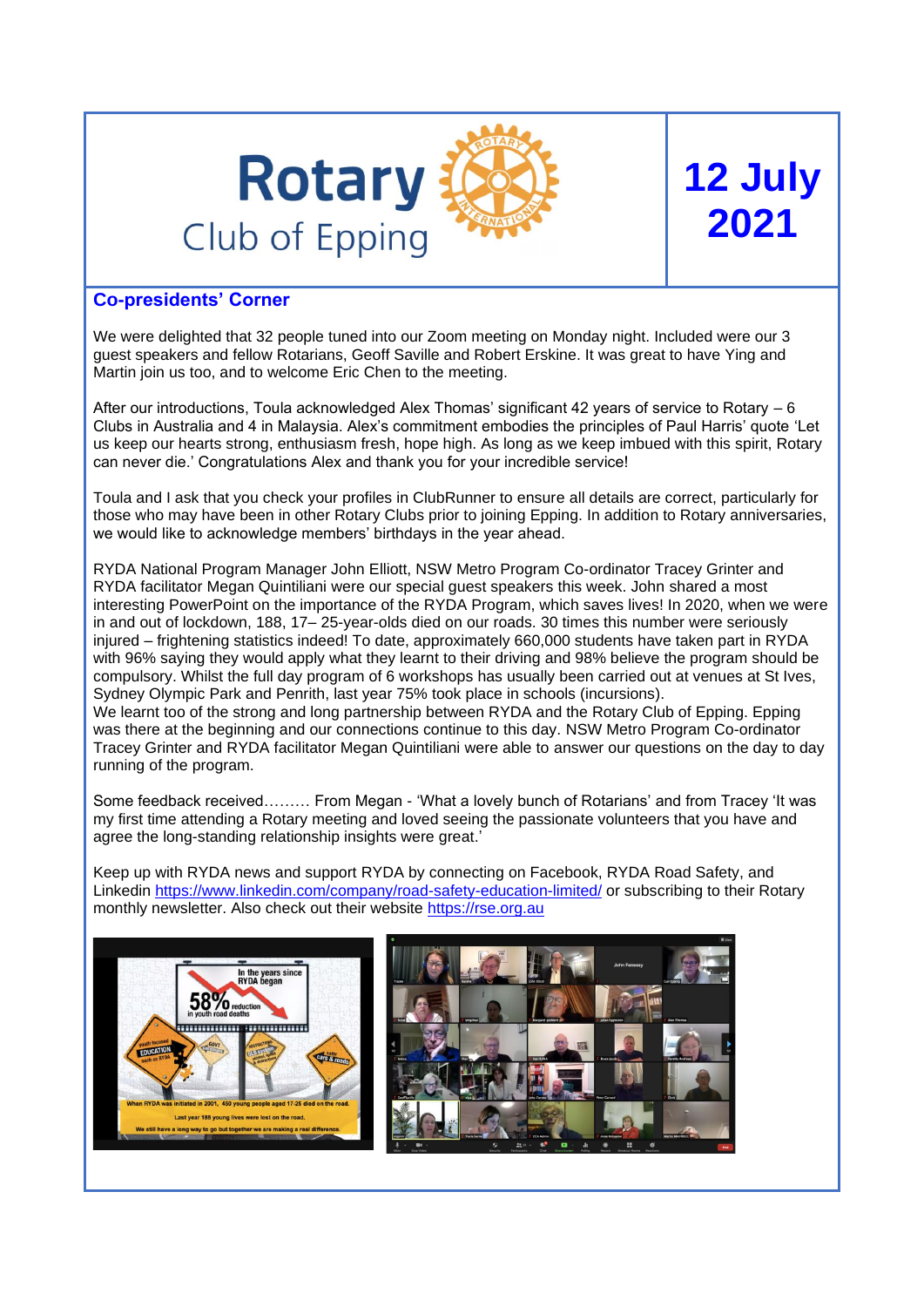# Rotary Club of Epping

**12 July 2021**

## Co-presidents' Corner

We were delighted that 32 people tuned into our Zoom meeting on Monday night. Included were our 3 guest speakers and fellow Rotarians, Geoff Saville and Robert Erskine. It was great to have Ying and Martin join us too, and to welcome Eric Chen to the meeting.

After our introductions, Toula acknowledged Alex Thomas' significant 42 years of service to Rotary – 6 Clubs in Australia and 4 in Malaysia. Alex's commitment embodies the principles of Paul Harris' quote 'Let us keep our hearts strong, enthusiasm fresh, hope high. As long as we keep imbued with this spirit, Rotary can never die.' Congratulations Alex and thank you for your incredible service!

Toula and I ask that you check your profiles in ClubRunner to ensure all details are correct, particularly for those who may have been in other Rotary Clubs prior to joining Epping. In addition to Rotary anniversaries, we would like to acknowledge members' birthdays in the year ahead.

RYDA National Program Manager John Elliott, NSW Metro Program Co-ordinator Tracey Grinter and RYDA facilitator Megan Quintiliani were our special guest speakers this week. John shared a most interesting PowerPoint on the importance of the RYDA Program, which saves lives! In 2020, when we were in and out of lockdown, 188, 17– 25-year-olds died on our roads. 30 times this number were seriously injured – frightening statistics indeed! To date, approximately 660,000 students have taken part in RYDA with 96% saying they would apply what they learnt to their driving and 98% believe the program should be compulsory. Whilst the full day program of 6 workshops has usually been carried out at venues at St Ives, Sydney Olympic Park and Penrith, last year 75% took place in schools (incursions).
We learnt too of the strong and long partnership between RYDA and the Rotary Club of Epping. Epping was there at the beginning and our connections continue to this day. NSW Metro Program Co-ordinator Tracey Grinter and RYDA facilitator Megan Quintiliani were able to answer our questions on the day to day running of the program.

Some feedback received……… From Megan - 'What a lovely bunch of Rotarians' and from Tracey 'It was my first time attending a Rotary meeting and loved seeing the passionate volunteers that you have and agree the long-standing relationship insights were great.'

Keep up with RYDA news and support RYDA by connecting on Facebook, RYDA Road Safety, and Linkedin https://www.linkedin.com/company/road-safety-education-limited/ or subscribing to their Rotary monthly newsletter. Also check out their website https://rse.org.au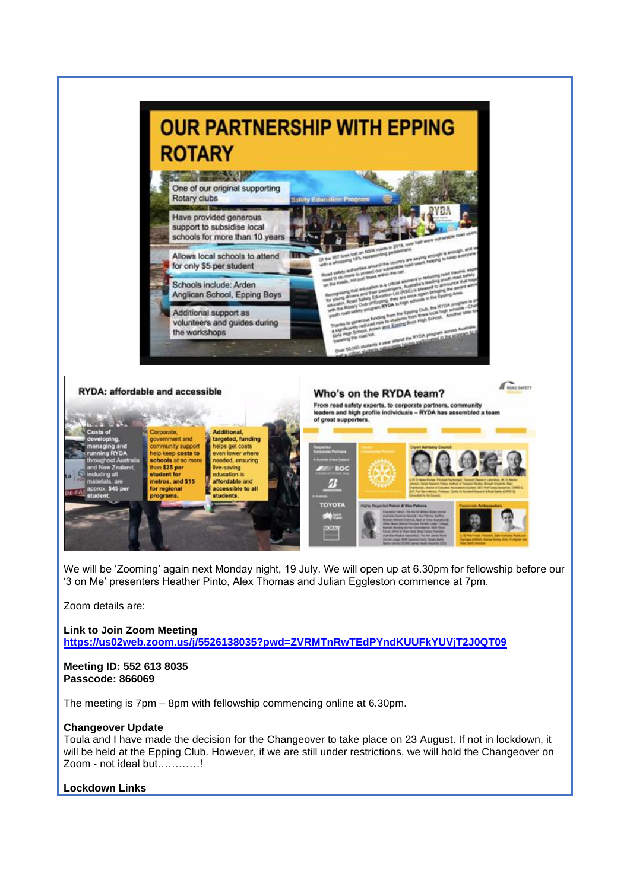# OUR PARTNERSHIP WITH EPPING ROTARY

- One of our original supporting Rotary clubs
- Have provided generous support to subsidise local schools for more than 10 years
- Allows local schools to attend for only $5 per student
- Schools include: Arden Anglican School, Epping Boys
- Additional support as volunteers and guides during the workshops

## RYDA: affordable and accessible

- Costs of developing, managing and running RYDA throughout Australia and New Zealand, including all materials, are approx. $45 per student.
- Corporate, government and community support help keep costs to schools at no more than $25 per student for metros, and $15 for regional programs.
- Additional, targeted, funding helps get costs even lower where needed, ensuring live-saving education is affordable and accessible to all students.

## Who's on the RYDA team?

From road safety experts, to corporate partners, community leaders and high profile individuals – RYDA has assembled a team of great supporters.

We will be 'Zooming' again next Monday night, 19 July. We will open up at 6.30pm for fellowship before our '3 on Me' presenters Heather Pinto, Alex Thomas and Julian Eggleston commence at 7pm.

Zoom details are:

**Link to Join Zoom Meeting**
**https://us02web.zoom.us/j/5526138035?pwd=ZVRMTnRwTEdPYndKUUFkYUVjT2J0QT09**

**Meeting ID: 552 613 8035**
**Passcode: 866069**

The meeting is 7pm – 8pm with fellowship commencing online at 6.30pm.

**Changeover Update**
Toula and I have made the decision for the Changeover to take place on 23 August. If not in lockdown, it will be held at the Epping Club. However, if we are still under restrictions, we will hold the Changeover on Zoom - not ideal but…………!

**Lockdown Links**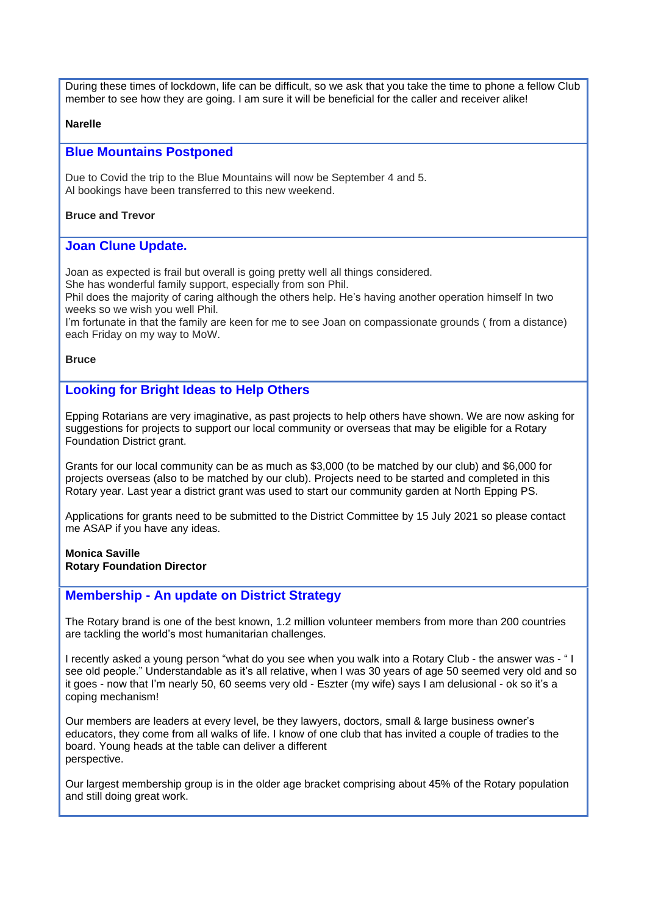During these times of lockdown, life can be difficult, so we ask that you take the time to phone a fellow Club member to see how they are going. I am sure it will be beneficial for the caller and receiver alike!

**Narelle**

## Blue Mountains Postponed

Due to Covid the trip to the Blue Mountains will now be September 4 and 5.
Al bookings have been transferred to this new weekend.

**Bruce and Trevor**

## Joan Clune Update.

Joan as expected is frail but overall is going pretty well all things considered.
She has wonderful family support, especially from son Phil.
Phil does the majority of caring although the others help. He's having another operation himself In two weeks so we wish you well Phil.
I'm fortunate in that the family are keen for me to see Joan on compassionate grounds ( from a distance) each Friday on my way to MoW.

**Bruce**

## Looking for Bright Ideas to Help Others

Epping Rotarians are very imaginative, as past projects to help others have shown. We are now asking for suggestions for projects to support our local community or overseas that may be eligible for a Rotary Foundation District grant.

Grants for our local community can be as much as $3,000 (to be matched by our club) and $6,000 for projects overseas (also to be matched by our club). Projects need to be started and completed in this Rotary year. Last year a district grant was used to start our community garden at North Epping PS.

Applications for grants need to be submitted to the District Committee by 15 July 2021 so please contact me ASAP if you have any ideas.

**Monica Saville**
**Rotary Foundation Director**

## Membership - An update on District Strategy

The Rotary brand is one of the best known, 1.2 million volunteer members from more than 200 countries are tackling the world's most humanitarian challenges.

I recently asked a young person "what do you see when you walk into a Rotary Club - the answer was - " I see old people." Understandable as it's all relative, when I was 30 years of age 50 seemed very old and so it goes - now that I'm nearly 50, 60 seems very old - Eszter (my wife) says I am delusional - ok so it's a coping mechanism!

Our members are leaders at every level, be they lawyers, doctors, small & large business owner's educators, they come from all walks of life. I know of one club that has invited a couple of tradies to the board. Young heads at the table can deliver a different perspective.

Our largest membership group is in the older age bracket comprising about 45% of the Rotary population and still doing great work.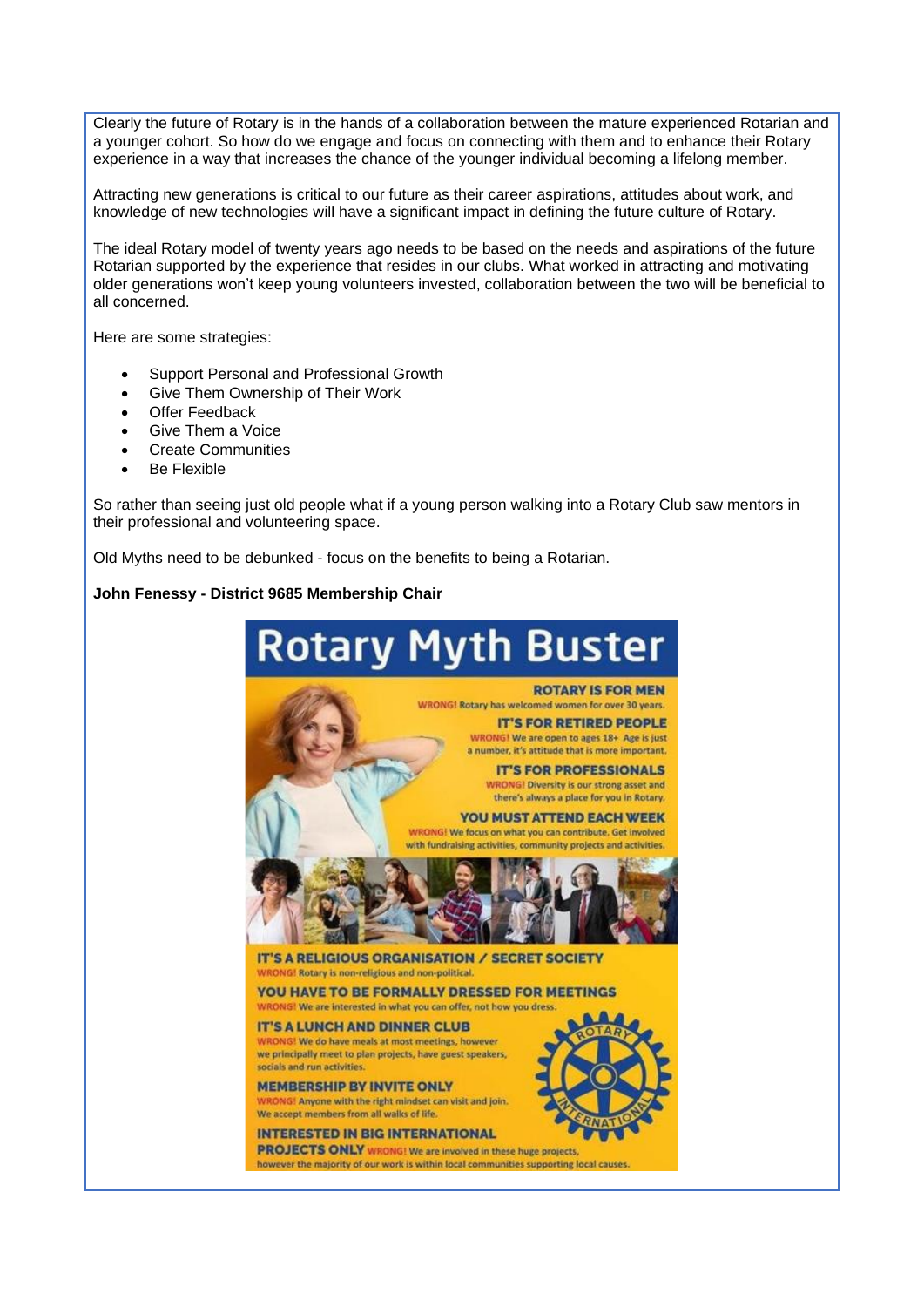Clearly the future of Rotary is in the hands of a collaboration between the mature experienced Rotarian and a younger cohort. So how do we engage and focus on connecting with them and to enhance their Rotary experience in a way that increases the chance of the younger individual becoming a lifelong member.

Attracting new generations is critical to our future as their career aspirations, attitudes about work, and knowledge of new technologies will have a significant impact in defining the future culture of Rotary.

The ideal Rotary model of twenty years ago needs to be based on the needs and aspirations of the future Rotarian supported by the experience that resides in our clubs. What worked in attracting and motivating older generations won't keep young volunteers invested, collaboration between the two will be beneficial to all concerned.

Here are some strategies:

- Support Personal and Professional Growth
- Give Them Ownership of Their Work
- Offer Feedback
- Give Them a Voice
- Create Communities
- Be Flexible

So rather than seeing just old people what if a young person walking into a Rotary Club saw mentors in their professional and volunteering space.

Old Myths need to be debunked - focus on the benefits to being a Rotarian.

**John Fenessy - District 9685 Membership Chair**

# Rotary Myth Buster

**ROTARY IS FOR MEN**
WRONG! Rotary has welcomed women for over 30 years.

**IT'S FOR RETIRED PEOPLE**
WRONG! We are open to ages 18+ Age is just a number, it's attitude that is more important.

**IT'S FOR PROFESSIONALS**
WRONG! Diversity is our strong asset and there's always a place for you in Rotary.

**YOU MUST ATTEND EACH WEEK**
WRONG! We focus on what you can contribute. Get involved with fundraising activities, community projects and activities.

**IT'S A RELIGIOUS ORGANISATION / SECRET SOCIETY**
WRONG! Rotary is non-religious and non-political.

**YOU HAVE TO BE FORMALLY DRESSED FOR MEETINGS**
WRONG! We are interested in what you can offer, not how you dress.

**IT'S A LUNCH AND DINNER CLUB**
WRONG! We do have meals at most meetings, however we principally meet to plan projects, have guest speakers, socials and run activities.

**MEMBERSHIP BY INVITE ONLY**
WRONG! Anyone with the right mindset can visit and join. We accept members from all walks of life.

**INTERESTED IN BIG INTERNATIONAL PROJECTS ONLY**
WRONG! We are involved in these huge projects, however the majority of our work is within local communities supporting local causes.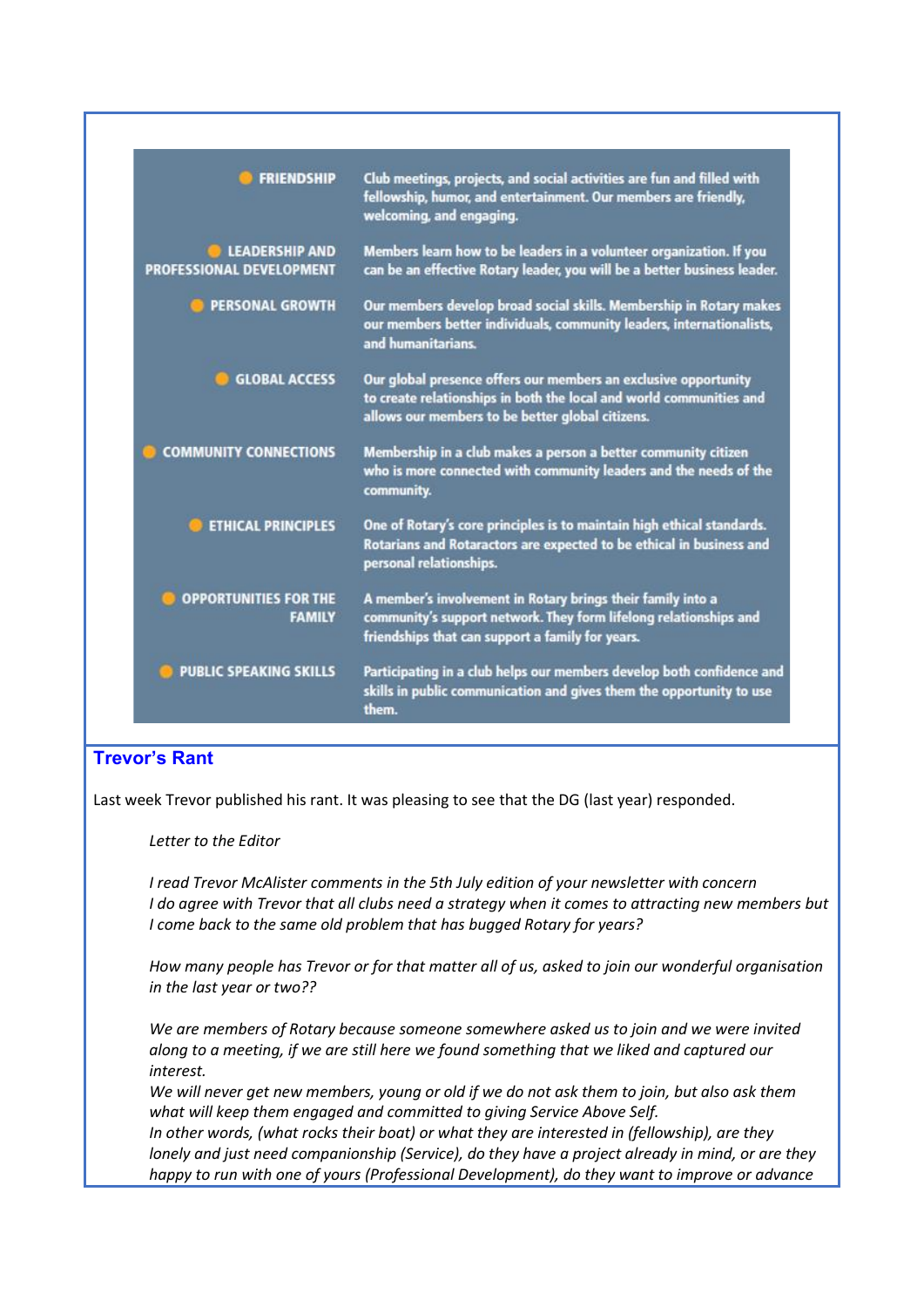| | |
|---|---|
| FRIENDSHIP | Club meetings, projects, and social activities are fun and filled with fellowship, humor, and entertainment. Our members are friendly, welcoming, and engaging. |
| LEADERSHIP AND PROFESSIONAL DEVELOPMENT | Members learn how to be leaders in a volunteer organization. If you can be an effective Rotary leader, you will be a better business leader. |
| PERSONAL GROWTH | Our members develop broad social skills. Membership in Rotary makes our members better individuals, community leaders, internationalists, and humanitarians. |
| GLOBAL ACCESS | Our global presence offers our members an exclusive opportunity to create relationships in both the local and world communities and allows our members to be better global citizens. |
| COMMUNITY CONNECTIONS | Membership in a club makes a person a better community citizen who is more connected with community leaders and the needs of the community. |
| ETHICAL PRINCIPLES | One of Rotary's core principles is to maintain high ethical standards. Rotarians and Rotaractors are expected to be ethical in business and personal relationships. |
| OPPORTUNITIES FOR THE FAMILY | A member's involvement in Rotary brings their family into a community's support network. They form lifelong relationships and friendships that can support a family for years. |
| PUBLIC SPEAKING SKILLS | Participating in a club helps our members develop both confidence and skills in public communication and gives them the opportunity to use them. |

## Trevor's Rant

Last week Trevor published his rant. It was pleasing to see that the DG (last year) responded.

> *Letter to the Editor*
>
> *I read Trevor McAlister comments in the 5th July edition of your newsletter with concern*
> *I do agree with Trevor that all clubs need a strategy when it comes to attracting new members but I come back to the same old problem that has bugged Rotary for years?*
>
> *How many people has Trevor or for that matter all of us, asked to join our wonderful organisation in the last year or two??*
>
> *We are members of Rotary because someone somewhere asked us to join and we were invited along to a meeting, if we are still here we found something that we liked and captured our interest.*
> *We will never get new members, young or old if we do not ask them to join, but also ask them what will keep them engaged and committed to giving Service Above Self.*
> *In other words, (what rocks their boat) or what they are interested in (fellowship), are they lonely and just need companionship (Service), do they have a project already in mind, or are they happy to run with one of yours (Professional Development), do they want to improve or advance*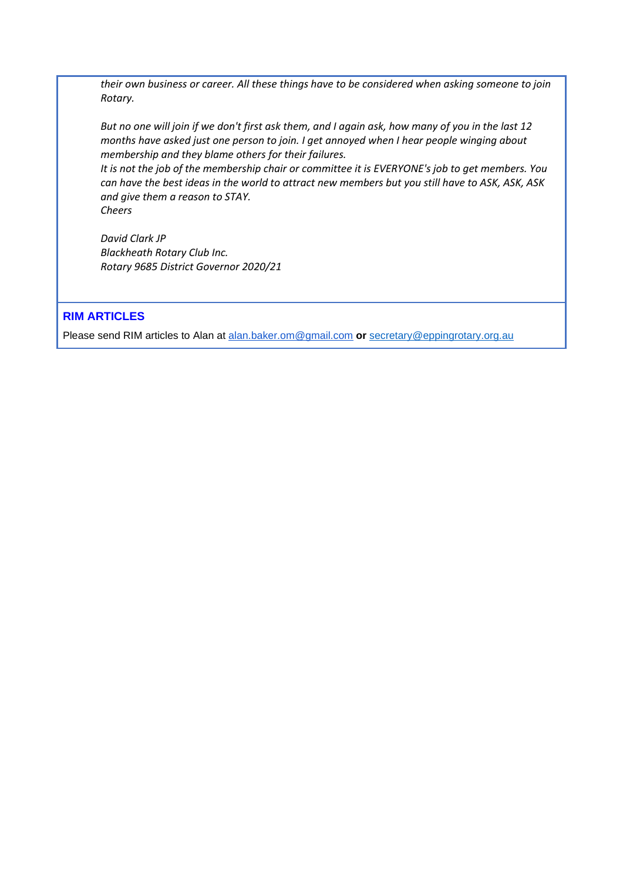*their own business or career. All these things have to be considered when asking someone to join Rotary.*

*But no one will join if we don't first ask them, and I again ask, how many of you in the last 12 months have asked just one person to join. I get annoyed when I hear people winging about membership and they blame others for their failures.*
*It is not the job of the membership chair or committee it is EVERYONE's job to get members. You can have the best ideas in the world to attract new members but you still have to ASK, ASK, ASK and give them a reason to STAY.*
*Cheers*

*David Clark JP*
*Blackheath Rotary Club Inc.*
*Rotary 9685 District Governor 2020/21*

## RIM ARTICLES

Please send RIM articles to Alan at alan.baker.om@gmail.com **or** secretary@eppingrotary.org.au